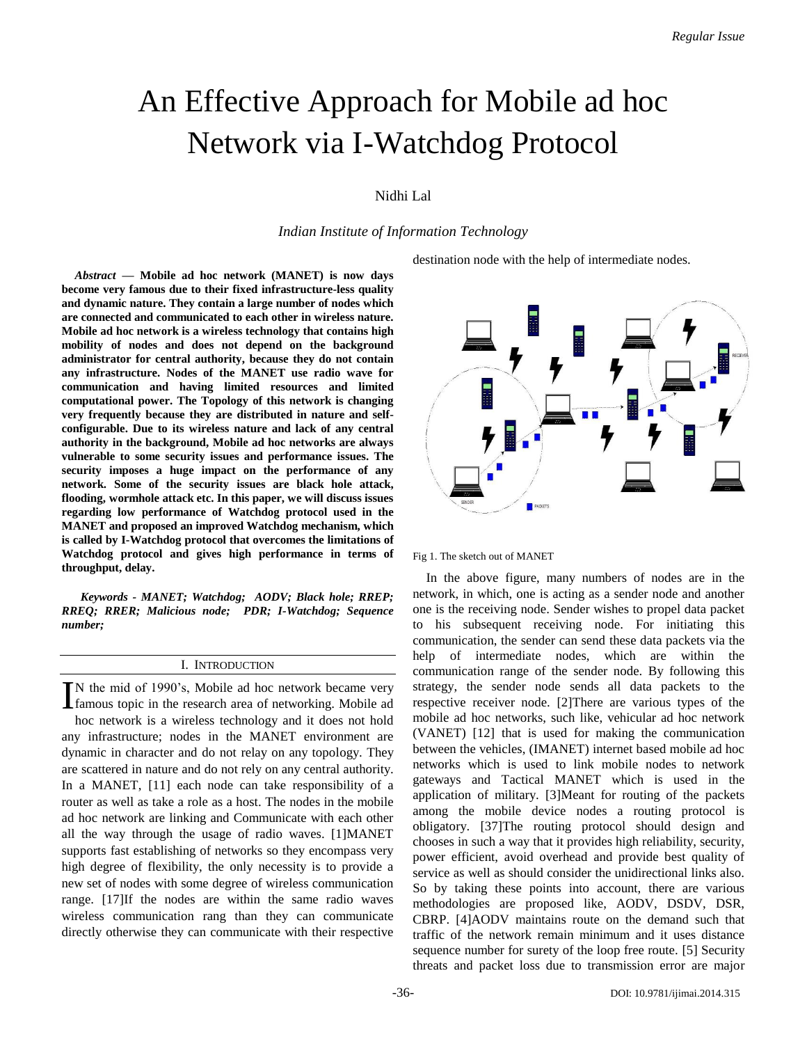# An Effective Approach for Mobile ad hoc Network via I-Watchdog Protocol

Nidhi Lal

*Indian Institute of Information Technology*

***Abstract* — Mobile ad hoc network (MANET) is now days become very famous due to their fixed infrastructure-less quality and dynamic nature. They contain a large number of nodes which are connected and communicated to each other in wireless nature. Mobile ad hoc network is a wireless technology that contains high mobility of nodes and does not depend on the background administrator for central authority, because they do not contain any infrastructure. Nodes of the MANET use radio wave for communication and having limited resources and limited computational power. The Topology of this network is changing very frequently because they are distributed in nature and self-configurable. Due to its wireless nature and lack of any central authority in the background, Mobile ad hoc networks are always vulnerable to some security issues and performance issues. The security imposes a huge impact on the performance of any network. Some of the security issues are black hole attack, flooding, wormhole attack etc. In this paper, we will discuss issues regarding low performance of Watchdog protocol used in the MANET and proposed an improved Watchdog mechanism, which is called by I-Watchdog protocol that overcomes the limitations of Watchdog protocol and gives high performance in terms of throughput, delay.**

***Keywords - MANET; Watchdog; AODV; Black hole; RREP; RREQ; RRER; Malicious node; PDR; I-Watchdog; Sequence number;***

## I. Introduction

In the mid of 1990's, Mobile ad hoc network became very famous topic in the research area of networking. Mobile ad hoc network is a wireless technology and it does not hold any infrastructure; nodes in the MANET environment are dynamic in character and do not relay on any topology. They are scattered in nature and do not rely on any central authority. In a MANET, [11] each node can take responsibility of a router as well as take a role as a host. The nodes in the mobile ad hoc network are linking and Communicate with each other all the way through the usage of radio waves. [1]MANET supports fast establishing of networks so they encompass very high degree of flexibility, the only necessity is to provide a new set of nodes with some degree of wireless communication range. [17]If the nodes are within the same radio waves wireless communication rang than they can communicate directly otherwise they can communicate with their respective destination node with the help of intermediate nodes.

Fig 1. The sketch out of MANET

In the above figure, many numbers of nodes are in the network, in which, one is acting as a sender node and another one is the receiving node. Sender wishes to propel data packet to his subsequent receiving node. For initiating this communication, the sender can send these data packets via the help of intermediate nodes, which are within the communication range of the sender node. By following this strategy, the sender node sends all data packets to the respective receiver node. [2]There are various types of the mobile ad hoc networks, such like, vehicular ad hoc network (VANET) [12] that is used for making the communication between the vehicles, (IMANET) internet based mobile ad hoc networks which is used to link mobile nodes to network gateways and Tactical MANET which is used in the application of military. [3]Meant for routing of the packets among the mobile device nodes a routing protocol is obligatory. [37]The routing protocol should design and chooses in such a way that it provides high reliability, security, power efficient, avoid overhead and provide best quality of service as well as should consider the unidirectional links also. So by taking these points into account, there are various methodologies are proposed like, AODV, DSDV, DSR, CBRP. [4]AODV maintains route on the demand such that traffic of the network remain minimum and it uses distance sequence number for surety of the loop free route. [5] Security threats and packet loss due to transmission error are major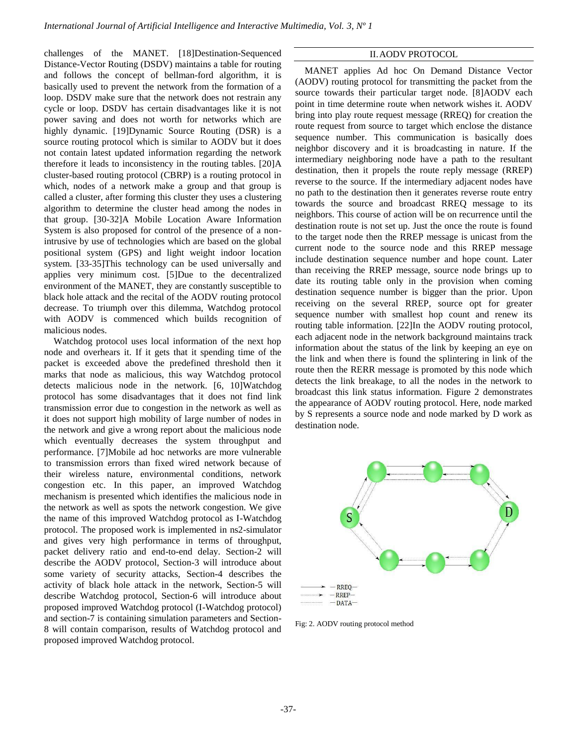challenges of the MANET. [18]Destination-Sequenced Distance-Vector Routing (DSDV) maintains a table for routing and follows the concept of bellman-ford algorithm, it is basically used to prevent the network from the formation of a loop. DSDV make sure that the network does not restrain any cycle or loop. DSDV has certain disadvantages like it is not power saving and does not worth for networks which are highly dynamic. [19]Dynamic Source Routing (DSR) is a source routing protocol which is similar to AODV but it does not contain latest updated information regarding the network therefore it leads to inconsistency in the routing tables. [20]A cluster-based routing protocol (CBRP) is a routing protocol in which, nodes of a network make a group and that group is called a cluster, after forming this cluster they uses a clustering algorithm to determine the cluster head among the nodes in that group. [30-32]A Mobile Location Aware Information System is also proposed for control of the presence of a non-intrusive by use of technologies which are based on the global positional system (GPS) and light weight indoor location system. [33-35]This technology can be used universally and applies very minimum cost. [5]Due to the decentralized environment of the MANET, they are constantly susceptible to black hole attack and the recital of the AODV routing protocol decrease. To triumph over this dilemma, Watchdog protocol with AODV is commenced which builds recognition of malicious nodes.

Watchdog protocol uses local information of the next hop node and overhears it. If it gets that it spending time of the packet is exceeded above the predefined threshold then it marks that node as malicious, this way Watchdog protocol detects malicious node in the network. [6, 10]Watchdog protocol has some disadvantages that it does not find link transmission error due to congestion in the network as well as it does not support high mobility of large number of nodes in the network and give a wrong report about the malicious node which eventually decreases the system throughput and performance. [7]Mobile ad hoc networks are more vulnerable to transmission errors than fixed wired network because of their wireless nature, environmental conditions, network congestion etc. In this paper, an improved Watchdog mechanism is presented which identifies the malicious node in the network as well as spots the network congestion. We give the name of this improved Watchdog protocol as I-Watchdog protocol. The proposed work is implemented in ns2-simulator and gives very high performance in terms of throughput, packet delivery ratio and end-to-end delay. Section-2 will describe the AODV protocol, Section-3 will introduce about some variety of security attacks, Section-4 describes the activity of black hole attack in the network, Section-5 will describe Watchdog protocol, Section-6 will introduce about proposed improved Watchdog protocol (I-Watchdog protocol) and section-7 is containing simulation parameters and Section-8 will contain comparison, results of Watchdog protocol and proposed improved Watchdog protocol.

## II. AODV PROTOCOL

MANET applies Ad hoc On Demand Distance Vector (AODV) routing protocol for transmitting the packet from the source towards their particular target node. [8]AODV each point in time determine route when network wishes it. AODV bring into play route request message (RREQ) for creation the route request from source to target which enclose the distance sequence number. This communication is basically does neighbor discovery and it is broadcasting in nature. If the intermediary neighboring node have a path to the resultant destination, then it propels the route reply message (RREP) reverse to the source. If the intermediary adjacent nodes have no path to the destination then it generates reverse route entry towards the source and broadcast RREQ message to its neighbors. This course of action will be on recurrence until the destination route is not set up. Just the once the route is found to the target node then the RREP message is unicast from the current node to the source node and this RREP message include destination sequence number and hope count. Later than receiving the RREP message, source node brings up to date its routing table only in the provision when coming destination sequence number is bigger than the prior. Upon receiving on the several RREP, source opt for greater sequence number with smallest hop count and renew its routing table information. [22]In the AODV routing protocol, each adjacent node in the network background maintains track information about the status of the link by keeping an eye on the link and when there is found the splintering in link of the route then the RERR message is promoted by this node which detects the link breakage, to all the nodes in the network to broadcast this link status information. Figure 2 demonstrates the appearance of AODV routing protocol. Here, node marked by S represents a source node and node marked by D work as destination node.

Fig: 2. AODV routing protocol method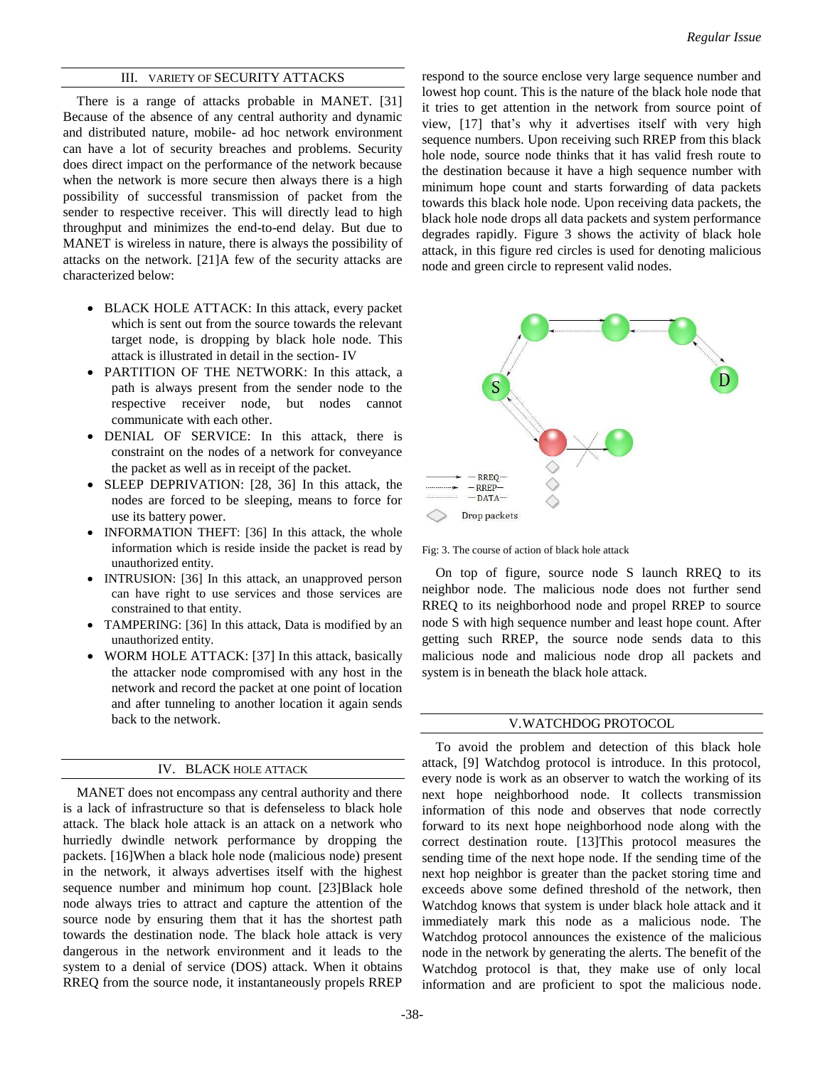## III. VARIETY OF SECURITY ATTACKS

There is a range of attacks probable in MANET. [31] Because of the absence of any central authority and dynamic and distributed nature, mobile- ad hoc network environment can have a lot of security breaches and problems. Security does direct impact on the performance of the network because when the network is more secure then always there is a high possibility of successful transmission of packet from the sender to respective receiver. This will directly lead to high throughput and minimizes the end-to-end delay. But due to MANET is wireless in nature, there is always the possibility of attacks on the network. [21]A few of the security attacks are characterized below:

- BLACK HOLE ATTACK: In this attack, every packet which is sent out from the source towards the relevant target node, is dropping by black hole node. This attack is illustrated in detail in the section- IV
- PARTITION OF THE NETWORK: In this attack, a path is always present from the sender node to the respective receiver node, but nodes cannot communicate with each other.
- DENIAL OF SERVICE: In this attack, there is constraint on the nodes of a network for conveyance the packet as well as in receipt of the packet.
- SLEEP DEPRIVATION: [28, 36] In this attack, the nodes are forced to be sleeping, means to force for use its battery power.
- INFORMATION THEFT: [36] In this attack, the whole information which is reside inside the packet is read by unauthorized entity.
- INTRUSION: [36] In this attack, an unapproved person can have right to use services and those services are constrained to that entity.
- TAMPERING: [36] In this attack, Data is modified by an unauthorized entity.
- WORM HOLE ATTACK: [37] In this attack, basically the attacker node compromised with any host in the network and record the packet at one point of location and after tunneling to another location it again sends back to the network.

## IV. BLACK HOLE ATTACK

MANET does not encompass any central authority and there is a lack of infrastructure so that is defenseless to black hole attack. The black hole attack is an attack on a network who hurriedly dwindle network performance by dropping the packets. [16]When a black hole node (malicious node) present in the network, it always advertises itself with the highest sequence number and minimum hop count. [23]Black hole node always tries to attract and capture the attention of the source node by ensuring them that it has the shortest path towards the destination node. The black hole attack is very dangerous in the network environment and it leads to the system to a denial of service (DOS) attack. When it obtains RREQ from the source node, it instantaneously propels RREP respond to the source enclose very large sequence number and lowest hop count. This is the nature of the black hole node that it tries to get attention in the network from source point of view, [17] that's why it advertises itself with very high sequence numbers. Upon receiving such RREP from this black hole node, source node thinks that it has valid fresh route to the destination because it have a high sequence number with minimum hope count and starts forwarding of data packets towards this black hole node. Upon receiving data packets, the black hole node drops all data packets and system performance degrades rapidly. Figure 3 shows the activity of black hole attack, in this figure red circles is used for denoting malicious node and green circle to represent valid nodes.

Fig: 3. The course of action of black hole attack

On top of figure, source node S launch RREQ to its neighbor node. The malicious node does not further send RREQ to its neighborhood node and propel RREP to source node S with high sequence number and least hope count. After getting such RREP, the source node sends data to this malicious node and malicious node drop all packets and system is in beneath the black hole attack.

## V. WATCHDOG PROTOCOL

To avoid the problem and detection of this black hole attack, [9] Watchdog protocol is introduce. In this protocol, every node is work as an observer to watch the working of its next hope neighborhood node. It collects transmission information of this node and observes that node correctly forward to its next hope neighborhood node along with the correct destination route. [13]This protocol measures the sending time of the next hope node. If the sending time of the next hop neighbor is greater than the packet storing time and exceeds above some defined threshold of the network, then Watchdog knows that system is under black hole attack and it immediately mark this node as a malicious node. The Watchdog protocol announces the existence of the malicious node in the network by generating the alerts. The benefit of the Watchdog protocol is that, they make use of only local information and are proficient to spot the malicious node.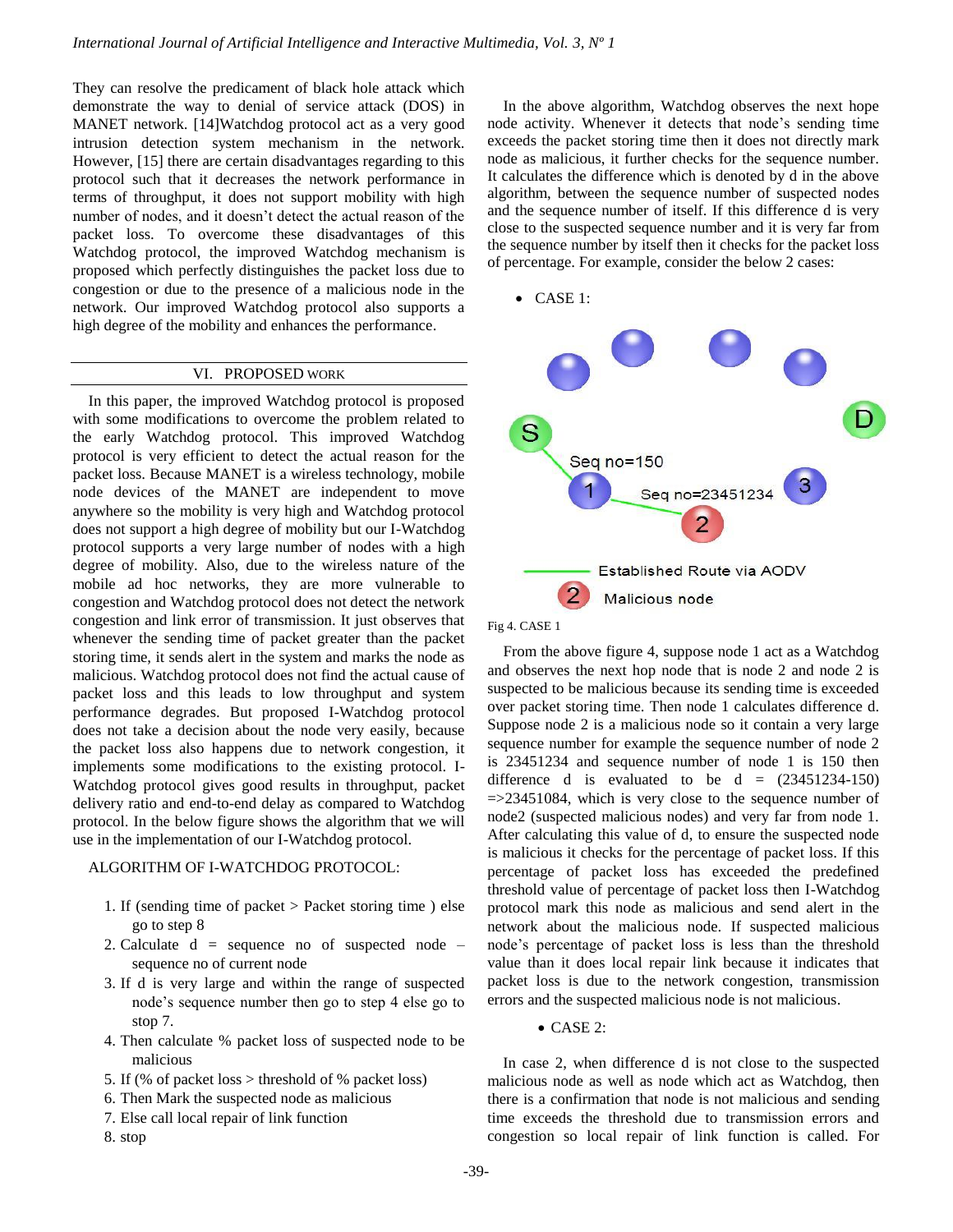They can resolve the predicament of black hole attack which demonstrate the way to denial of service attack (DOS) in MANET network. [14]Watchdog protocol act as a very good intrusion detection system mechanism in the network. However, [15] there are certain disadvantages regarding to this protocol such that it decreases the network performance in terms of throughput, it does not support mobility with high number of nodes, and it doesn't detect the actual reason of the packet loss. To overcome these disadvantages of this Watchdog protocol, the improved Watchdog mechanism is proposed which perfectly distinguishes the packet loss due to congestion or due to the presence of a malicious node in the network. Our improved Watchdog protocol also supports a high degree of the mobility and enhances the performance.

## VI. Proposed Work

In this paper, the improved Watchdog protocol is proposed with some modifications to overcome the problem related to the early Watchdog protocol. This improved Watchdog protocol is very efficient to detect the actual reason for the packet loss. Because MANET is a wireless technology, mobile node devices of the MANET are independent to move anywhere so the mobility is very high and Watchdog protocol does not support a high degree of mobility but our I-Watchdog protocol supports a very large number of nodes with a high degree of mobility. Also, due to the wireless nature of the mobile ad hoc networks, they are more vulnerable to congestion and Watchdog protocol does not detect the network congestion and link error of transmission. It just observes that whenever the sending time of packet greater than the packet storing time, it sends alert in the system and marks the node as malicious. Watchdog protocol does not find the actual cause of packet loss and this leads to low throughput and system performance degrades. But proposed I-Watchdog protocol does not take a decision about the node very easily, because the packet loss also happens due to network congestion, it implements some modifications to the existing protocol. I-Watchdog protocol gives good results in throughput, packet delivery ratio and end-to-end delay as compared to Watchdog protocol. In the below figure shows the algorithm that we will use in the implementation of our I-Watchdog protocol.

ALGORITHM OF I-WATCHDOG PROTOCOL:

1. If (sending time of packet > Packet storing time ) else go to step 8
2. Calculate d = sequence no of suspected node – sequence no of current node
3. If d is very large and within the range of suspected node's sequence number then go to step 4 else go to stop 7.
4. Then calculate % packet loss of suspected node to be malicious
5. If (% of packet loss > threshold of % packet loss)
6. Then Mark the suspected node as malicious
7. Else call local repair of link function
8. stop

In the above algorithm, Watchdog observes the next hope node activity. Whenever it detects that node's sending time exceeds the packet storing time then it does not directly mark node as malicious, it further checks for the sequence number. It calculates the difference which is denoted by d in the above algorithm, between the sequence number of suspected nodes and the sequence number of itself. If this difference d is very close to the suspected sequence number and it is very far from the sequence number by itself then it checks for the packet loss of percentage. For example, consider the below 2 cases:

- CASE 1:

Fig 4. CASE 1

From the above figure 4, suppose node 1 act as a Watchdog and observes the next hop node that is node 2 and node 2 is suspected to be malicious because its sending time is exceeded over packet storing time. Then node 1 calculates difference d. Suppose node 2 is a malicious node so it contain a very large sequence number for example the sequence number of node 2 is 23451234 and sequence number of node 1 is 150 then difference d is evaluated to be d = (23451234-150) =>23451084, which is very close to the sequence number of node2 (suspected malicious nodes) and very far from node 1. After calculating this value of d, to ensure the suspected node is malicious it checks for the percentage of packet loss. If this percentage of packet loss has exceeded the predefined threshold value of percentage of packet loss then I-Watchdog protocol mark this node as malicious and send alert in the network about the malicious node. If suspected malicious node's percentage of packet loss is less than the threshold value than it does local repair link because it indicates that packet loss is due to the network congestion, transmission errors and the suspected malicious node is not malicious.

- CASE 2:

In case 2, when difference d is not close to the suspected malicious node as well as node which act as Watchdog, then there is a confirmation that node is not malicious and sending time exceeds the threshold due to transmission errors and congestion so local repair of link function is called. For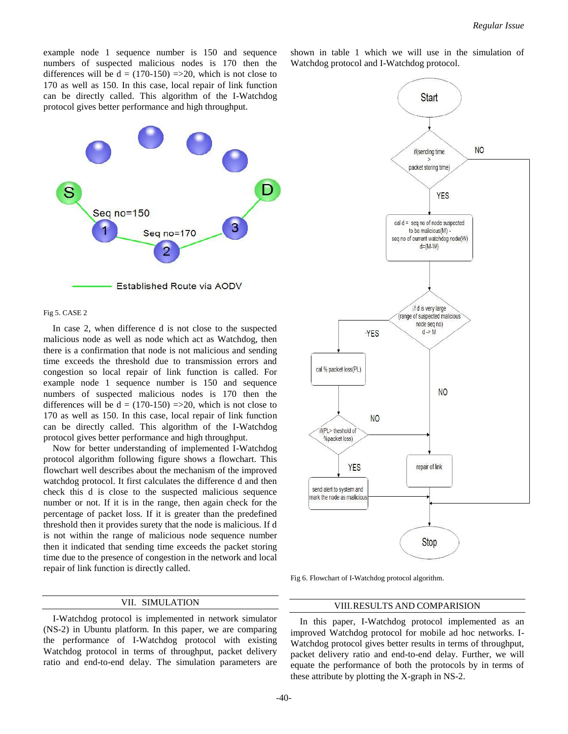example node 1 sequence number is 150 and sequence numbers of suspected malicious nodes is 170 then the differences will be d = (170-150) =>20, which is not close to 170 as well as 150. In this case, local repair of link function can be directly called. This algorithm of the I-Watchdog protocol gives better performance and high throughput.

Fig 5. CASE 2

In case 2, when difference d is not close to the suspected malicious node as well as node which act as Watchdog, then there is a confirmation that node is not malicious and sending time exceeds the threshold due to transmission errors and congestion so local repair of link function is called. For example node 1 sequence number is 150 and sequence numbers of suspected malicious nodes is 170 then the differences will be d = (170-150) =>20, which is not close to 170 as well as 150. In this case, local repair of link function can be directly called. This algorithm of the I-Watchdog protocol gives better performance and high throughput.

Now for better understanding of implemented I-Watchdog protocol algorithm following figure shows a flowchart. This flowchart well describes about the mechanism of the improved watchdog protocol. It first calculates the difference d and then check this d is close to the suspected malicious sequence number or not. If it is in the range, then again check for the percentage of packet loss. If it is greater than the predefined threshold then it provides surety that the node is malicious. If d is not within the range of malicious node sequence number then it indicated that sending time exceeds the packet storing time due to the presence of congestion in the network and local repair of link function is directly called.

## VII. SIMULATION

I-Watchdog protocol is implemented in network simulator (NS-2) in Ubuntu platform. In this paper, we are comparing the performance of I-Watchdog protocol with existing Watchdog protocol in terms of throughput, packet delivery ratio and end-to-end delay. The simulation parameters are shown in table 1 which we will use in the simulation of Watchdog protocol and I-Watchdog protocol.

Fig 6. Flowchart of I-Watchdog protocol algorithm.

## VIII. RESULTS AND COMPARISION

In this paper, I-Watchdog protocol implemented as an improved Watchdog protocol for mobile ad hoc networks. I-Watchdog protocol gives better results in terms of throughput, packet delivery ratio and end-to-end delay. Further, we will equate the performance of both the protocols by in terms of these attribute by plotting the X-graph in NS-2.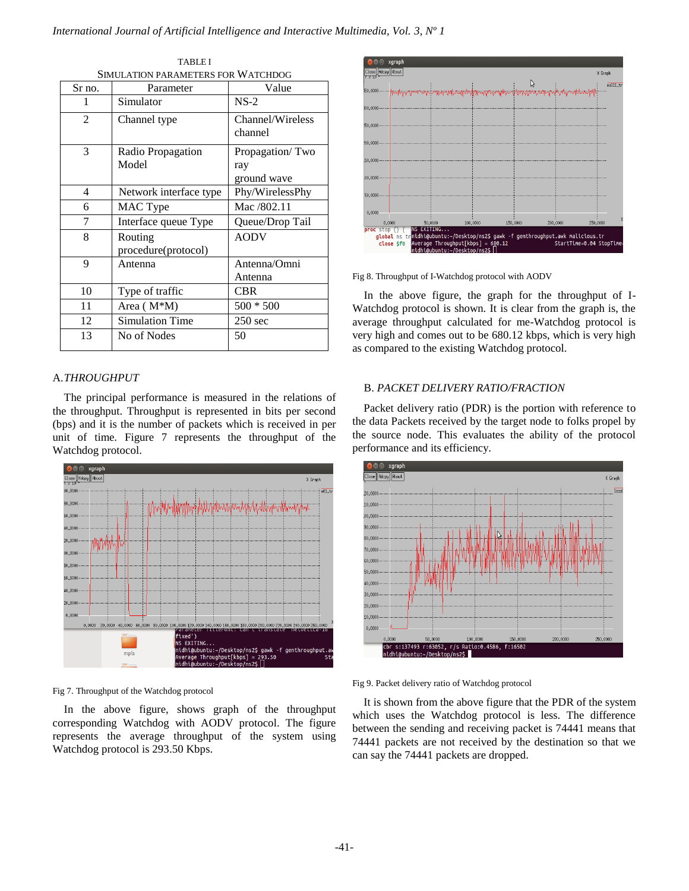TABLE I
SIMULATION PARAMETERS FOR WATCHDOG

| Sr no. | Parameter | Value |
|---|---|---|
| 1 | Simulator | NS-2 |
| 2 | Channel type | Channel/Wireless channel |
| 3 | Radio Propagation Model | Propagation/ Two ray ground wave |
| 4 | Network interface type | Phy/WirelessPhy |
| 6 | MAC Type | Mac /802.11 |
| 7 | Interface queue Type | Queue/Drop Tail |
| 8 | Routing procedure(protocol) | AODV |
| 9 | Antenna | Antenna/Omni Antenna |
| 10 | Type of traffic | CBR |
| 11 | Area ( M*M) | 500 * 500 |
| 12 | Simulation Time | 250 sec |
| 13 | No of Nodes | 50 |

### A. *THROUGHPUT*

The principal performance is measured in the relations of the throughput. Throughput is represented in bits per second (bps) and it is the number of packets which is received in per unit of time. Figure 7 represents the throughput of the Watchdog protocol.

Fig 7. Throughput of the Watchdog protocol

In the above figure, shows graph of the throughput corresponding Watchdog with AODV protocol. The figure represents the average throughput of the system using Watchdog protocol is 293.50 Kbps.

Fig 8. Throughput of I-Watchdog protocol with AODV

In the above figure, the graph for the throughput of I-Watchdog protocol is shown. It is clear from the graph is, the average throughput calculated for me-Watchdog protocol is very high and comes out to be 680.12 kbps, which is very high as compared to the existing Watchdog protocol.

### B. *PACKET DELIVERY RATIO/FRACTION*

Packet delivery ratio (PDR) is the portion with reference to the data Packets received by the target node to folks propel by the source node. This evaluates the ability of the protocol performance and its efficiency.

Fig 9. Packet delivery ratio of Watchdog protocol

It is shown from the above figure that the PDR of the system which uses the Watchdog protocol is less. The difference between the sending and receiving packet is 74441 means that 74441 packets are not received by the destination so that we can say the 74441 packets are dropped.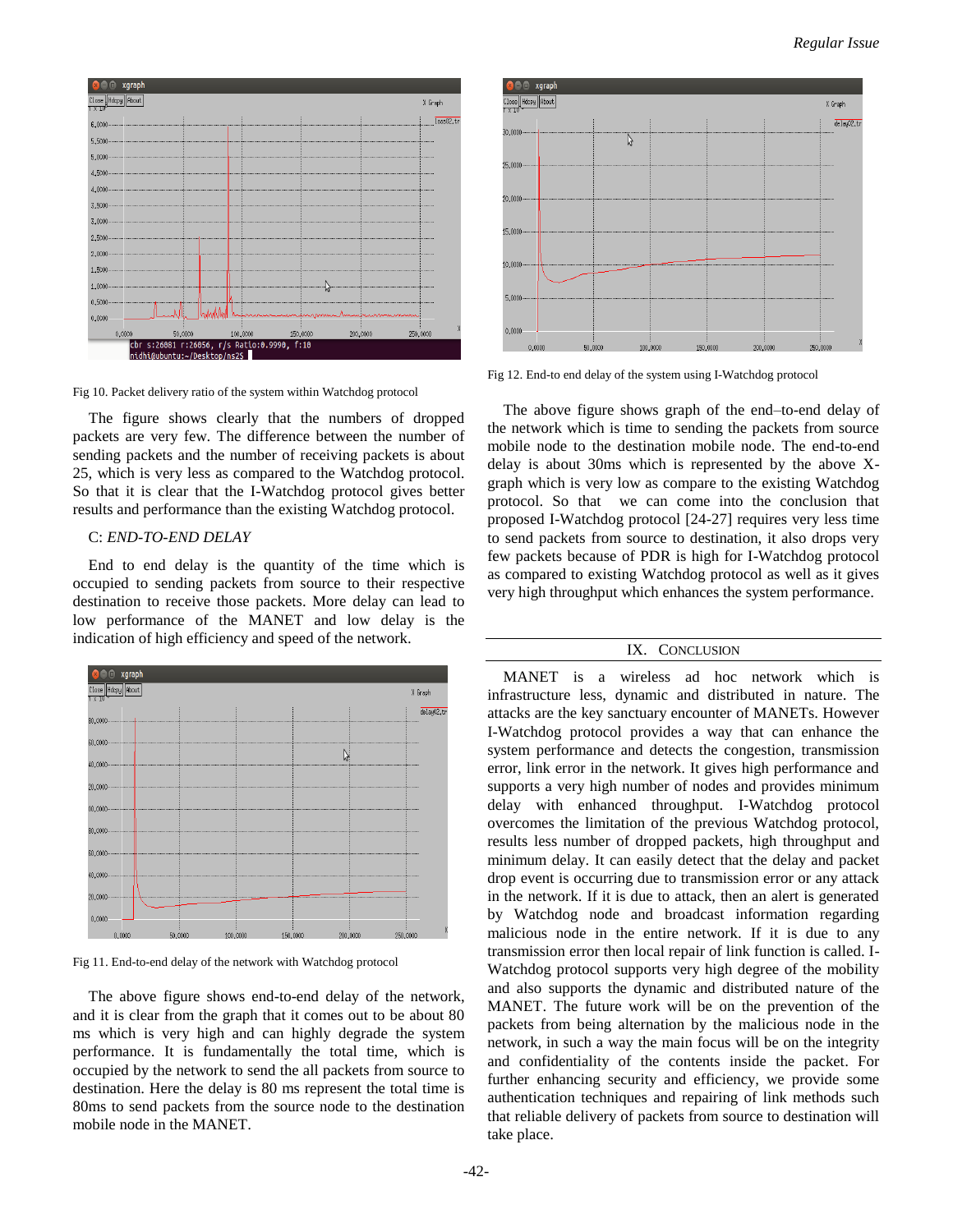Fig 10. Packet delivery ratio of the system within Watchdog protocol

The figure shows clearly that the numbers of dropped packets are very few. The difference between the number of sending packets and the number of receiving packets is about 25, which is very less as compared to the Watchdog protocol. So that it is clear that the I-Watchdog protocol gives better results and performance than the existing Watchdog protocol.

### C: *END-TO-END DELAY*

End to end delay is the quantity of the time which is occupied to sending packets from source to their respective destination to receive those packets. More delay can lead to low performance of the MANET and low delay is the indication of high efficiency and speed of the network.

Fig 11. End-to-end delay of the network with Watchdog protocol

The above figure shows end-to-end delay of the network, and it is clear from the graph that it comes out to be about 80 ms which is very high and can highly degrade the system performance. It is fundamentally the total time, which is occupied by the network to send the all packets from source to destination. Here the delay is 80 ms represent the total time is 80ms to send packets from the source node to the destination mobile node in the MANET.

Fig 12. End-to end delay of the system using I-Watchdog protocol

The above figure shows graph of the end–to-end delay of the network which is time to sending the packets from source mobile node to the destination mobile node. The end-to-end delay is about 30ms which is represented by the above X-graph which is very low as compare to the existing Watchdog protocol. So that we can come into the conclusion that proposed I-Watchdog protocol [24-27] requires very less time to send packets from source to destination, it also drops very few packets because of PDR is high for I-Watchdog protocol as compared to existing Watchdog protocol as well as it gives very high throughput which enhances the system performance.

## IX. CONCLUSION

MANET is a wireless ad hoc network which is infrastructure less, dynamic and distributed in nature. The attacks are the key sanctuary encounter of MANETs. However I-Watchdog protocol provides a way that can enhance the system performance and detects the congestion, transmission error, link error in the network. It gives high performance and supports a very high number of nodes and provides minimum delay with enhanced throughput. I-Watchdog protocol overcomes the limitation of the previous Watchdog protocol, results less number of dropped packets, high throughput and minimum delay. It can easily detect that the delay and packet drop event is occurring due to transmission error or any attack in the network. If it is due to attack, then an alert is generated by Watchdog node and broadcast information regarding malicious node in the entire network. If it is due to any transmission error then local repair of link function is called. I-Watchdog protocol supports very high degree of the mobility and also supports the dynamic and distributed nature of the MANET. The future work will be on the prevention of the packets from being alternation by the malicious node in the network, in such a way the main focus will be on the integrity and confidentiality of the contents inside the packet. For further enhancing security and efficiency, we provide some authentication techniques and repairing of link methods such that reliable delivery of packets from source to destination will take place.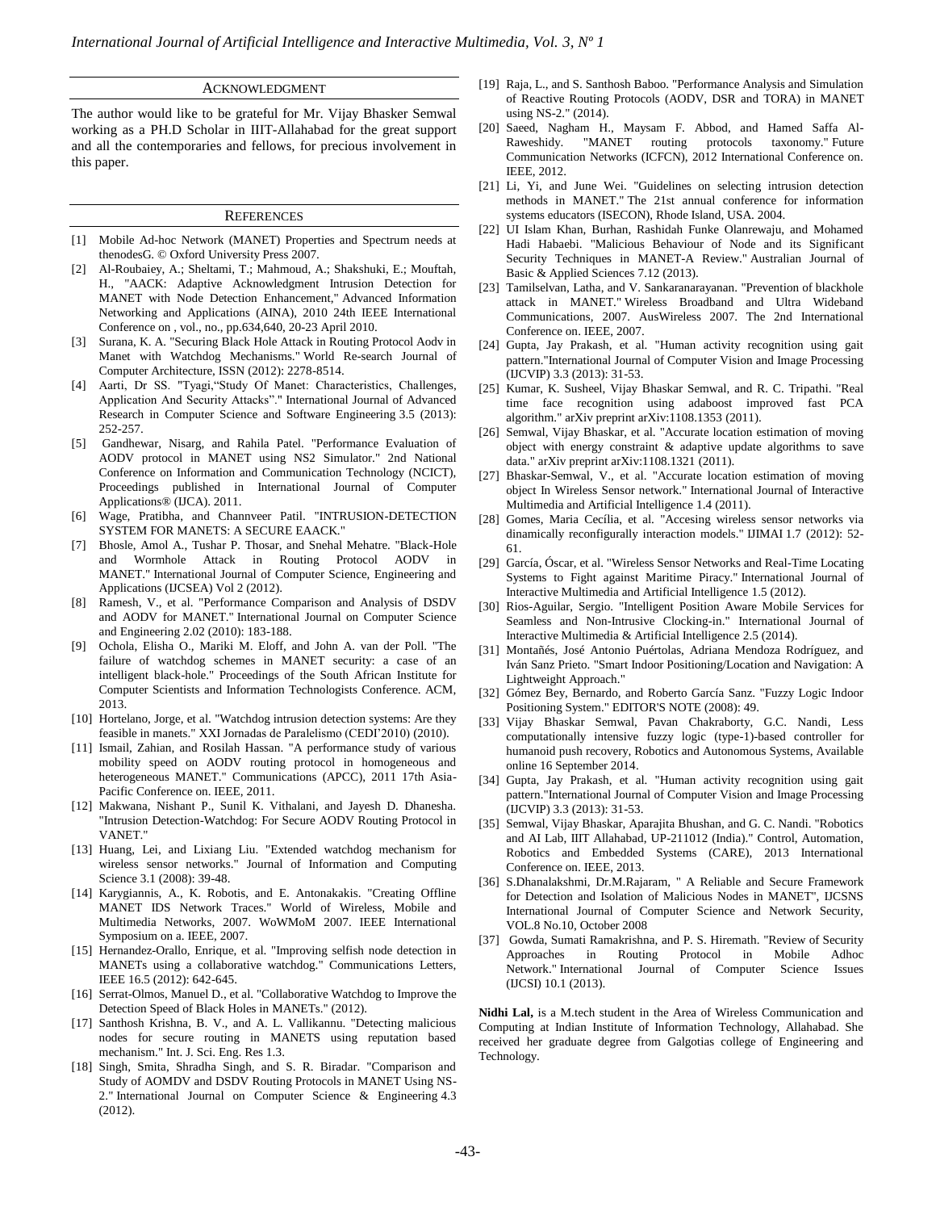## Acknowledgment

The author would like to be grateful for Mr. Vijay Bhasker Semwal working as a PH.D Scholar in IIIT-Allahabad for the great support and all the contemporaries and fellows, for precious involvement in this paper.

## References

[1] Mobile Ad-hoc Network (MANET) Properties and Spectrum needs at thenodesG. © Oxford University Press 2007.

[2] Al-Roubaiey, A.; Sheltami, T.; Mahmoud, A.; Shakshuki, E.; Mouftah, H., "AACK: Adaptive Acknowledgment Intrusion Detection for MANET with Node Detection Enhancement," Advanced Information Networking and Applications (AINA), 2010 24th IEEE International Conference on , vol., no., pp.634,640, 20-23 April 2010.

[3] Surana, K. A. "Securing Black Hole Attack in Routing Protocol Aodv in Manet with Watchdog Mechanisms." World Re-search Journal of Computer Architecture, ISSN (2012): 2278-8514.

[4] Aarti, Dr SS. "Tyagi,"Study Of Manet: Characteristics, Challenges, Application And Security Attacks"." International Journal of Advanced Research in Computer Science and Software Engineering 3.5 (2013): 252-257.

[5] Gandhewar, Nisarg, and Rahila Patel. "Performance Evaluation of AODV protocol in MANET using NS2 Simulator." 2nd National Conference on Information and Communication Technology (NCICT), Proceedings published in International Journal of Computer Applications® (IJCA). 2011.

[6] Wage, Pratibha, and Channveer Patil. "INTRUSION-DETECTION SYSTEM FOR MANETS: A SECURE EAACK."

[7] Bhosle, Amol A., Tushar P. Thosar, and Snehal Mehatre. "Black-Hole and Wormhole Attack in Routing Protocol AODV in MANET." International Journal of Computer Science, Engineering and Applications (IJCSEA) Vol 2 (2012).

[8] Ramesh, V., et al. "Performance Comparison and Analysis of DSDV and AODV for MANET." International Journal on Computer Science and Engineering 2.02 (2010): 183-188.

[9] Ochola, Elisha O., Mariki M. Eloff, and John A. van der Poll. "The failure of watchdog schemes in MANET security: a case of an intelligent black-hole." Proceedings of the South African Institute for Computer Scientists and Information Technologists Conference. ACM, 2013.

[10] Hortelano, Jorge, et al. "Watchdog intrusion detection systems: Are they feasible in manets." XXI Jornadas de Paralelismo (CEDI'2010) (2010).

[11] Ismail, Zahian, and Rosilah Hassan. "A performance study of various mobility speed on AODV routing protocol in homogeneous and heterogeneous MANET." Communications (APCC), 2011 17th Asia-Pacific Conference on. IEEE, 2011.

[12] Makwana, Nishant P., Sunil K. Vithalani, and Jayesh D. Dhanesha. "Intrusion Detection-Watchdog: For Secure AODV Routing Protocol in VANET."

[13] Huang, Lei, and Lixiang Liu. "Extended watchdog mechanism for wireless sensor networks." Journal of Information and Computing Science 3.1 (2008): 39-48.

[14] Karygiannis, A., K. Robotis, and E. Antonakakis. "Creating Offline MANET IDS Network Traces." World of Wireless, Mobile and Multimedia Networks, 2007. WoWMoM 2007. IEEE International Symposium on a. IEEE, 2007.

[15] Hernandez-Orallo, Enrique, et al. "Improving selfish node detection in MANETs using a collaborative watchdog." Communications Letters, IEEE 16.5 (2012): 642-645.

[16] Serrat-Olmos, Manuel D., et al. "Collaborative Watchdog to Improve the Detection Speed of Black Holes in MANETs." (2012).

[17] Santhosh Krishna, B. V., and A. L. Vallikannu. "Detecting malicious nodes for secure routing in MANETS using reputation based mechanism." Int. J. Sci. Eng. Res 1.3.

[18] Singh, Smita, Shradha Singh, and S. R. Biradar. "Comparison and Study of AOMDV and DSDV Routing Protocols in MANET Using NS-2." International Journal on Computer Science & Engineering 4.3 (2012).

[19] Raja, L., and S. Santhosh Baboo. "Performance Analysis and Simulation of Reactive Routing Protocols (AODV, DSR and TORA) in MANET using NS-2." (2014).

[20] Saeed, Nagham H., Maysam F. Abbod, and Hamed Saffa Al-Raweshidy. "MANET routing protocols taxonomy." Future Communication Networks (ICFCN), 2012 International Conference on. IEEE, 2012.

[21] Li, Yi, and June Wei. "Guidelines on selecting intrusion detection methods in MANET." The 21st annual conference for information systems educators (ISECON), Rhode Island, USA. 2004.

[22] UI Islam Khan, Burhan, Rashidah Funke Olanrewaju, and Mohamed Hadi Habaebi. "Malicious Behaviour of Node and its Significant Security Techniques in MANET-A Review." Australian Journal of Basic & Applied Sciences 7.12 (2013).

[23] Tamilselvan, Latha, and V. Sankaranarayanan. "Prevention of blackhole attack in MANET." Wireless Broadband and Ultra Wideband Communications, 2007. AusWireless 2007. The 2nd International Conference on. IEEE, 2007.

[24] Gupta, Jay Prakash, et al. "Human activity recognition using gait pattern."International Journal of Computer Vision and Image Processing (IJCVIP) 3.3 (2013): 31-53.

[25] Kumar, K. Susheel, Vijay Bhaskar Semwal, and R. C. Tripathi. "Real time face recognition using adaboost improved fast PCA algorithm." arXiv preprint arXiv:1108.1353 (2011).

[26] Semwal, Vijay Bhaskar, et al. "Accurate location estimation of moving object with energy constraint & adaptive update algorithms to save data." arXiv preprint arXiv:1108.1321 (2011).

[27] Bhaskar-Semwal, V., et al. "Accurate location estimation of moving object In Wireless Sensor network." International Journal of Interactive Multimedia and Artificial Intelligence 1.4 (2011).

[28] Gomes, Maria Cecília, et al. "Accesing wireless sensor networks via dinamically reconfigurally interaction models." IJIMAI 1.7 (2012): 52-61.

[29] García, Óscar, et al. "Wireless Sensor Networks and Real-Time Locating Systems to Fight against Maritime Piracy." International Journal of Interactive Multimedia and Artificial Intelligence 1.5 (2012).

[30] Rios-Aguilar, Sergio. "Intelligent Position Aware Mobile Services for Seamless and Non-Intrusive Clocking-in." International Journal of Interactive Multimedia & Artificial Intelligence 2.5 (2014).

[31] Montañés, José Antonio Puértolas, Adriana Mendoza Rodríguez, and Iván Sanz Prieto. "Smart Indoor Positioning/Location and Navigation: A Lightweight Approach."

[32] Gómez Bey, Bernardo, and Roberto García Sanz. "Fuzzy Logic Indoor Positioning System." EDITOR'S NOTE (2008): 49.

[33] Vijay Bhaskar Semwal, Pavan Chakraborty, G.C. Nandi, Less computationally intensive fuzzy logic (type-1)-based controller for humanoid push recovery, Robotics and Autonomous Systems, Available online 16 September 2014.

[34] Gupta, Jay Prakash, et al. "Human activity recognition using gait pattern."International Journal of Computer Vision and Image Processing (IJCVIP) 3.3 (2013): 31-53.

[35] Semwal, Vijay Bhaskar, Aparajita Bhushan, and G. C. Nandi. "Robotics and AI Lab, IIIT Allahabad, UP-211012 (India)." Control, Automation, Robotics and Embedded Systems (CARE), 2013 International Conference on. IEEE, 2013.

[36] S.Dhanalakshmi, Dr.M.Rajaram, " A Reliable and Secure Framework for Detection and Isolation of Malicious Nodes in MANET", IJCSNS International Journal of Computer Science and Network Security, VOL.8 No.10, October 2008

[37] Gowda, Sumati Ramakrishna, and P. S. Hiremath. "Review of Security Approaches in Routing Protocol in Mobile Adhoc Network." International Journal of Computer Science Issues (IJCSI) 10.1 (2013).

**Nidhi Lal,** is a M.tech student in the Area of Wireless Communication and Computing at Indian Institute of Information Technology, Allahabad. She received her graduate degree from Galgotias college of Engineering and Technology.